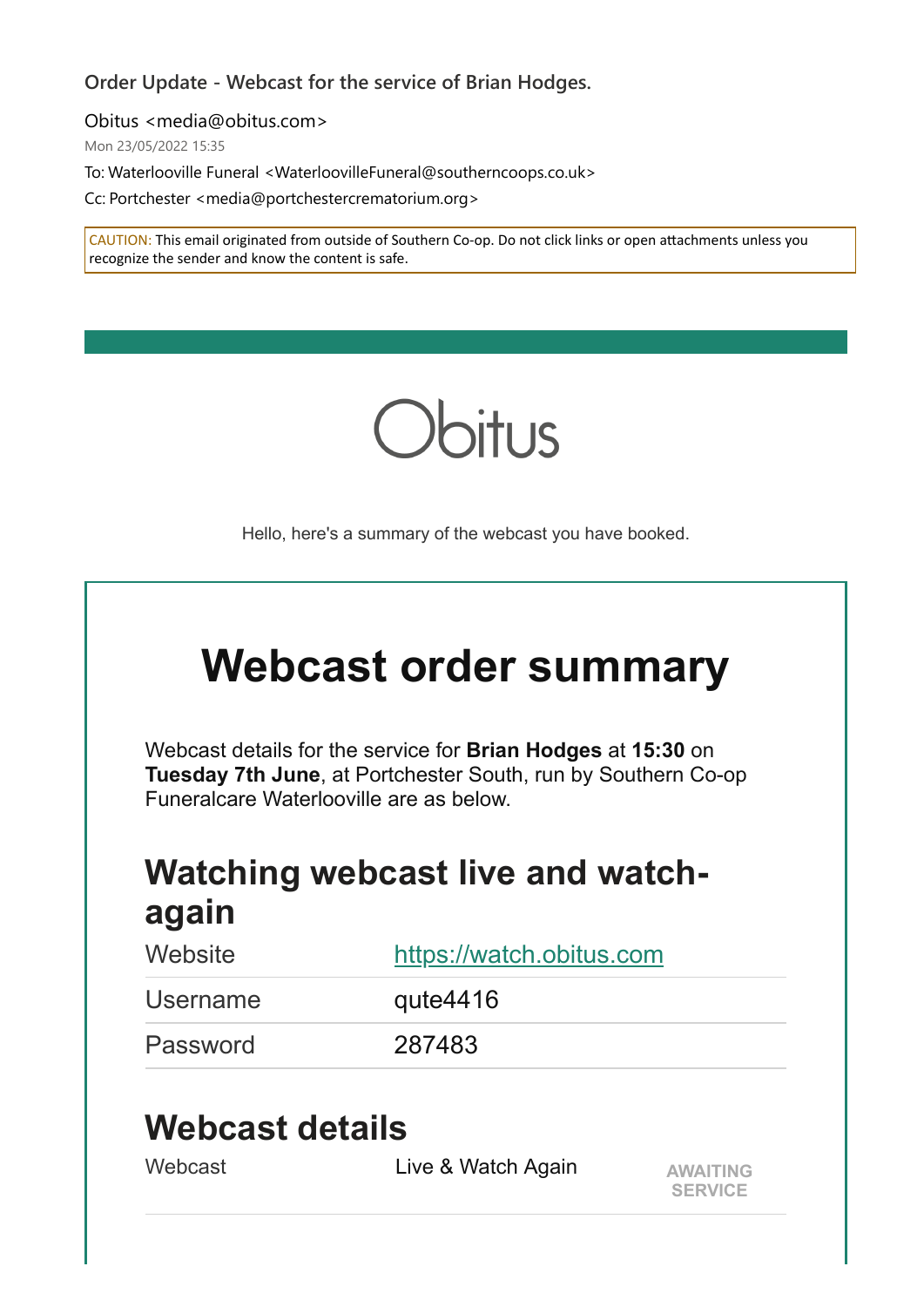**Order Update - Webcast for the service of Brian Hodges.**

Obitus <media@obitus.com>

Mon 23/05/2022 15:35

To: Waterlooville Funeral <WaterloovilleFuneral@southerncoops.co.uk>

Cc: Portchester <media@portchestercrematorium.org>

CAUTION: This email originated from outside of Southern Co-op. Do not click links or open attachments unless you recognize the sender and know the content is safe.

Obitus

Hello, here's a summary of the webcast you have booked.

# Webcast order summary

Webcast details for the service for **Brian Hodges** at **15:30** on **Tuesday 7th June**, at Portchester South, run by Southern Co-op Funeralcare Waterlooville are as below.

## Watching webcast live and watch-again

| | |
|---|---|
| Website | https://watch.obitus.com |
| Username | qute4416 |
| Password | 287483 |

## Webcast details

| | | |
|---|---|---|
| Webcast | Live & Watch Again | AWAITING SERVICE |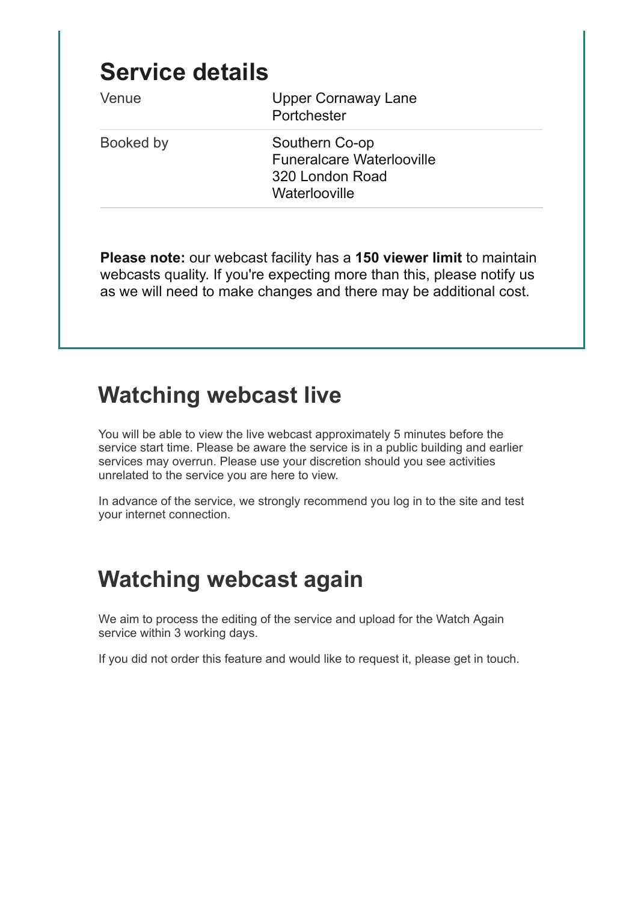## Service details

| | |
|---|---|
| Venue | Upper Cornaway Lane<br>Portchester |
| Booked by | Southern Co-op<br>Funeralcare Waterlooville<br>320 London Road<br>Waterlooville |

**Please note:** our webcast facility has a **150 viewer limit** to maintain webcasts quality. If you're expecting more than this, please notify us as we will need to make changes and there may be additional cost.

## Watching webcast live

You will be able to view the live webcast approximately 5 minutes before the service start time. Please be aware the service is in a public building and earlier services may overrun. Please use your discretion should you see activities unrelated to the service you are here to view.

In advance of the service, we strongly recommend you log in to the site and test your internet connection.

## Watching webcast again

We aim to process the editing of the service and upload for the Watch Again service within 3 working days.

If you did not order this feature and would like to request it, please get in touch.